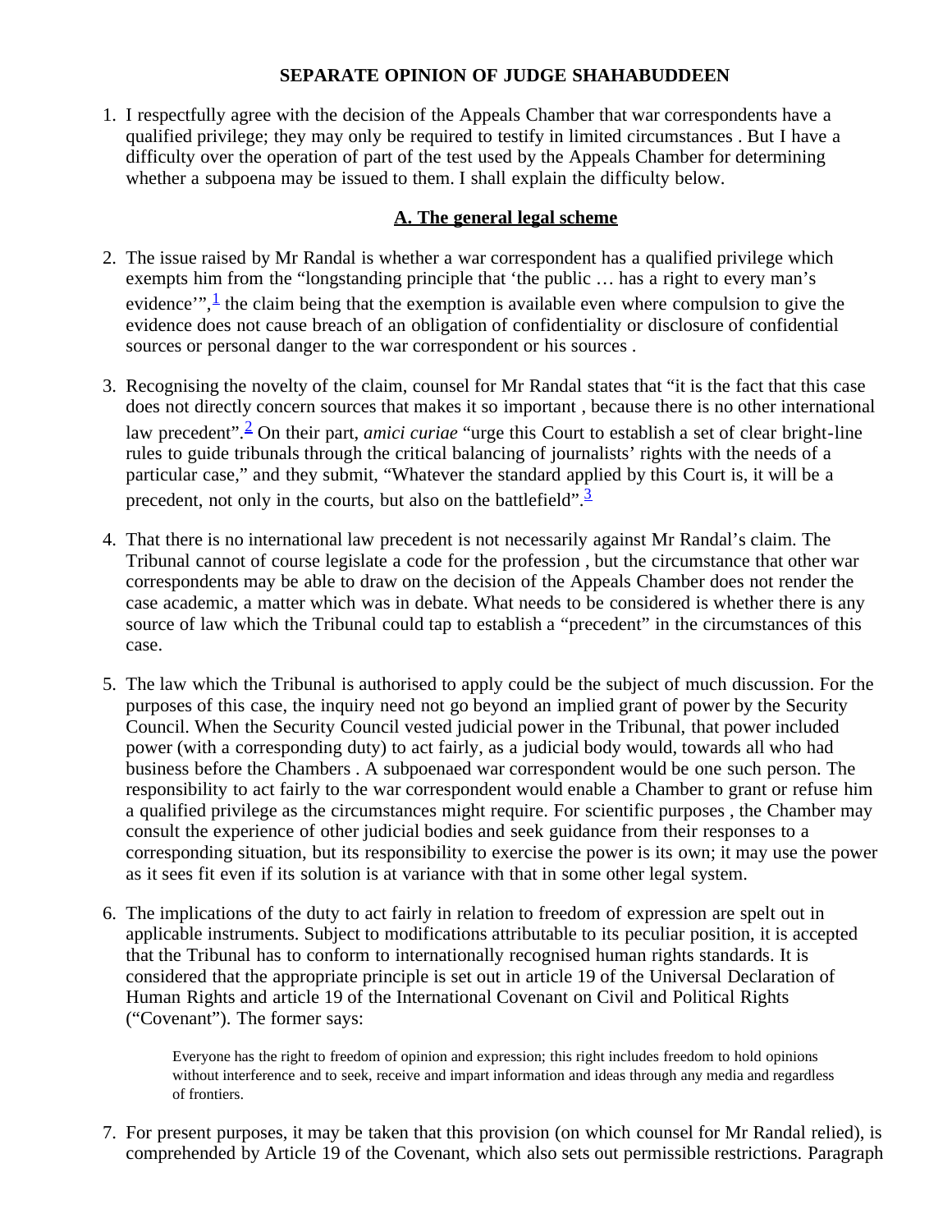# SEPARATE OPINION OF JUDGE SHAHABUDDEEN

1. I respectfully agree with the decision of the Appeals Chamber that war correspondents have a qualified privilege; they may only be required to testify in limited circumstances . But I have a difficulty over the operation of part of the test used by the Appeals Chamber for determining whether a subpoena may be issued to them. I shall explain the difficulty below.

## A. The general legal scheme

2. The issue raised by Mr Randal is whether a war correspondent has a qualified privilege which exempts him from the "longstanding principle that 'the public … has a right to every man's evidence'",[1] the claim being that the exemption is available even where compulsion to give the evidence does not cause breach of an obligation of confidentiality or disclosure of confidential sources or personal danger to the war correspondent or his sources .

3. Recognising the novelty of the claim, counsel for Mr Randal states that "it is the fact that this case does not directly concern sources that makes it so important , because there is no other international law precedent".[2] On their part, *amici curiae* "urge this Court to establish a set of clear bright-line rules to guide tribunals through the critical balancing of journalists' rights with the needs of a particular case," and they submit, "Whatever the standard applied by this Court is, it will be a precedent, not only in the courts, but also on the battlefield".[3]

4. That there is no international law precedent is not necessarily against Mr Randal's claim. The Tribunal cannot of course legislate a code for the profession , but the circumstance that other war correspondents may be able to draw on the decision of the Appeals Chamber does not render the case academic, a matter which was in debate. What needs to be considered is whether there is any source of law which the Tribunal could tap to establish a "precedent" in the circumstances of this case.

5. The law which the Tribunal is authorised to apply could be the subject of much discussion. For the purposes of this case, the inquiry need not go beyond an implied grant of power by the Security Council. When the Security Council vested judicial power in the Tribunal, that power included power (with a corresponding duty) to act fairly, as a judicial body would, towards all who had business before the Chambers . A subpoenaed war correspondent would be one such person. The responsibility to act fairly to the war correspondent would enable a Chamber to grant or refuse him a qualified privilege as the circumstances might require. For scientific purposes , the Chamber may consult the experience of other judicial bodies and seek guidance from their responses to a corresponding situation, but its responsibility to exercise the power is its own; it may use the power as it sees fit even if its solution is at variance with that in some other legal system.

6. The implications of the duty to act fairly in relation to freedom of expression are spelt out in applicable instruments. Subject to modifications attributable to its peculiar position, it is accepted that the Tribunal has to conform to internationally recognised human rights standards. It is considered that the appropriate principle is set out in article 19 of the Universal Declaration of Human Rights and article 19 of the International Covenant on Civil and Political Rights ("Covenant"). The former says:

> Everyone has the right to freedom of opinion and expression; this right includes freedom to hold opinions without interference and to seek, receive and impart information and ideas through any media and regardless of frontiers.

7. For present purposes, it may be taken that this provision (on which counsel for Mr Randal relied), is comprehended by Article 19 of the Covenant, which also sets out permissible restrictions. Paragraph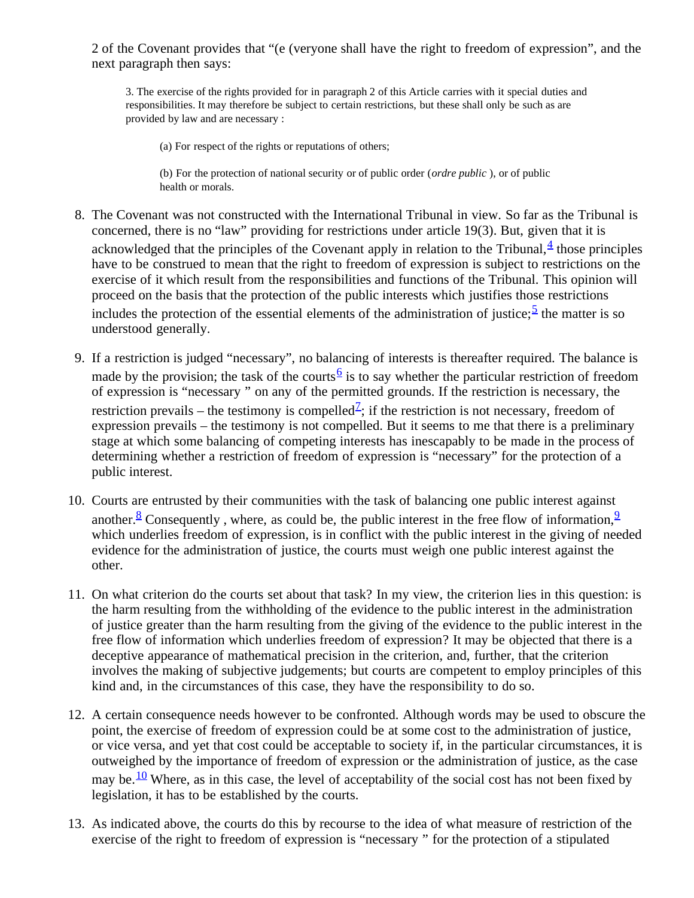2 of the Covenant provides that "(e (veryone shall have the right to freedom of expression", and the next paragraph then says:

> 3. The exercise of the rights provided for in paragraph 2 of this Article carries with it special duties and responsibilities. It may therefore be subject to certain restrictions, but these shall only be such as are provided by law and are necessary :
>
> (a) For respect of the rights or reputations of others;
>
> (b) For the protection of national security or of public order (*ordre public* ), or of public health or morals.

8. The Covenant was not constructed with the International Tribunal in view. So far as the Tribunal is concerned, there is no "law" providing for restrictions under article 19(3). But, given that it is acknowledged that the principles of the Covenant apply in relation to the Tribunal,[4] those principles have to be construed to mean that the right to freedom of expression is subject to restrictions on the exercise of it which result from the responsibilities and functions of the Tribunal. This opinion will proceed on the basis that the protection of the public interests which justifies those restrictions includes the protection of the essential elements of the administration of justice;[5] the matter is so understood generally.

9. If a restriction is judged "necessary", no balancing of interests is thereafter required. The balance is made by the provision; the task of the courts[6] is to say whether the particular restriction of freedom of expression is "necessary " on any of the permitted grounds. If the restriction is necessary, the restriction prevails – the testimony is compelled[7]; if the restriction is not necessary, freedom of expression prevails – the testimony is not compelled. But it seems to me that there is a preliminary stage at which some balancing of competing interests has inescapably to be made in the process of determining whether a restriction of freedom of expression is "necessary" for the protection of a public interest.

10. Courts are entrusted by their communities with the task of balancing one public interest against another.[8] Consequently , where, as could be, the public interest in the free flow of information,[9] which underlies freedom of expression, is in conflict with the public interest in the giving of needed evidence for the administration of justice, the courts must weigh one public interest against the other.

11. On what criterion do the courts set about that task? In my view, the criterion lies in this question: is the harm resulting from the withholding of the evidence to the public interest in the administration of justice greater than the harm resulting from the giving of the evidence to the public interest in the free flow of information which underlies freedom of expression? It may be objected that there is a deceptive appearance of mathematical precision in the criterion, and, further, that the criterion involves the making of subjective judgements; but courts are competent to employ principles of this kind and, in the circumstances of this case, they have the responsibility to do so.

12. A certain consequence needs however to be confronted. Although words may be used to obscure the point, the exercise of freedom of expression could be at some cost to the administration of justice, or vice versa, and yet that cost could be acceptable to society if, in the particular circumstances, it is outweighed by the importance of freedom of expression or the administration of justice, as the case may be.[10] Where, as in this case, the level of acceptability of the social cost has not been fixed by legislation, it has to be established by the courts.

13. As indicated above, the courts do this by recourse to the idea of what measure of restriction of the exercise of the right to freedom of expression is "necessary " for the protection of a stipulated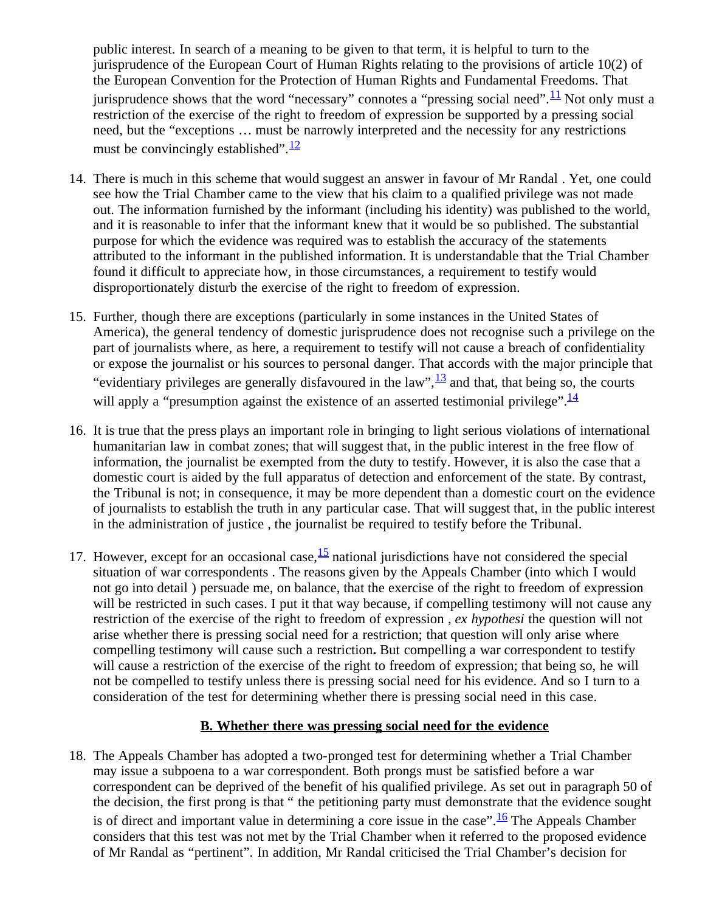public interest. In search of a meaning to be given to that term, it is helpful to turn to the jurisprudence of the European Court of Human Rights relating to the provisions of article 10(2) of the European Convention for the Protection of Human Rights and Fundamental Freedoms. That jurisprudence shows that the word "necessary" connotes a "pressing social need".[11] Not only must a restriction of the exercise of the right to freedom of expression be supported by a pressing social need, but the "exceptions … must be narrowly interpreted and the necessity for any restrictions must be convincingly established".[12]

14. There is much in this scheme that would suggest an answer in favour of Mr Randal . Yet, one could see how the Trial Chamber came to the view that his claim to a qualified privilege was not made out. The information furnished by the informant (including his identity) was published to the world, and it is reasonable to infer that the informant knew that it would be so published. The substantial purpose for which the evidence was required was to establish the accuracy of the statements attributed to the informant in the published information. It is understandable that the Trial Chamber found it difficult to appreciate how, in those circumstances, a requirement to testify would disproportionately disturb the exercise of the right to freedom of expression.

15. Further, though there are exceptions (particularly in some instances in the United States of America), the general tendency of domestic jurisprudence does not recognise such a privilege on the part of journalists where, as here, a requirement to testify will not cause a breach of confidentiality or expose the journalist or his sources to personal danger. That accords with the major principle that "evidentiary privileges are generally disfavoured in the law",[13] and that, that being so, the courts will apply a "presumption against the existence of an asserted testimonial privilege".[14]

16. It is true that the press plays an important role in bringing to light serious violations of international humanitarian law in combat zones; that will suggest that, in the public interest in the free flow of information, the journalist be exempted from the duty to testify. However, it is also the case that a domestic court is aided by the full apparatus of detection and enforcement of the state. By contrast, the Tribunal is not; in consequence, it may be more dependent than a domestic court on the evidence of journalists to establish the truth in any particular case. That will suggest that, in the public interest in the administration of justice , the journalist be required to testify before the Tribunal.

17. However, except for an occasional case,[15] national jurisdictions have not considered the special situation of war correspondents . The reasons given by the Appeals Chamber (into which I would not go into detail ) persuade me, on balance, that the exercise of the right to freedom of expression will be restricted in such cases. I put it that way because, if compelling testimony will not cause any restriction of the exercise of the right to freedom of expression , *ex hypothesi* the question will not arise whether there is pressing social need for a restriction; that question will only arise where compelling testimony will cause such a restriction**.** But compelling a war correspondent to testify will cause a restriction of the exercise of the right to freedom of expression; that being so, he will not be compelled to testify unless there is pressing social need for his evidence. And so I turn to a consideration of the test for determining whether there is pressing social need in this case.

## B. Whether there was pressing social need for the evidence

18. The Appeals Chamber has adopted a two-pronged test for determining whether a Trial Chamber may issue a subpoena to a war correspondent. Both prongs must be satisfied before a war correspondent can be deprived of the benefit of his qualified privilege. As set out in paragraph 50 of the decision, the first prong is that " the petitioning party must demonstrate that the evidence sought is of direct and important value in determining a core issue in the case".[16] The Appeals Chamber considers that this test was not met by the Trial Chamber when it referred to the proposed evidence of Mr Randal as "pertinent". In addition, Mr Randal criticised the Trial Chamber's decision for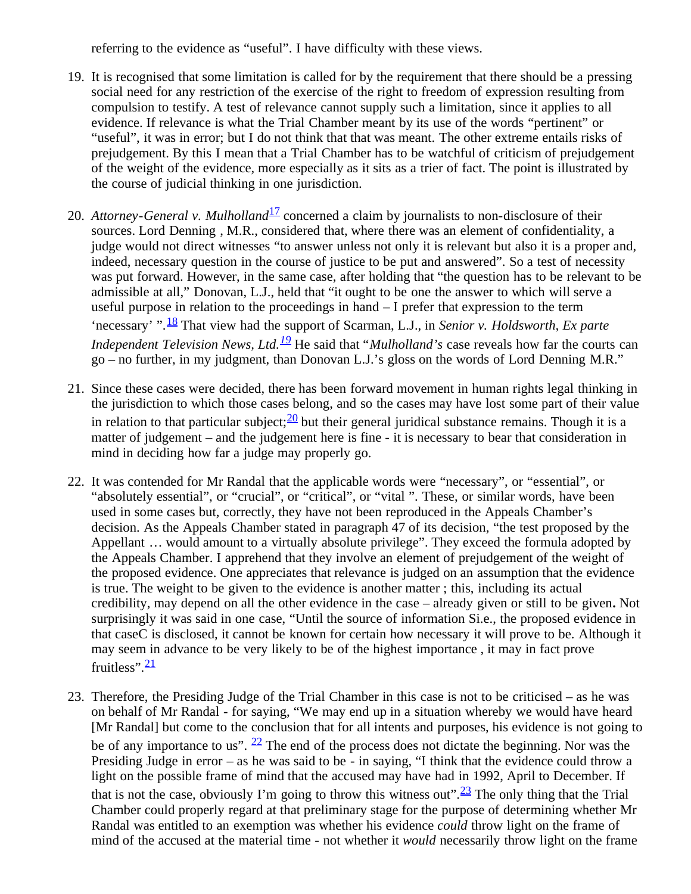referring to the evidence as "useful". I have difficulty with these views.

19. It is recognised that some limitation is called for by the requirement that there should be a pressing social need for any restriction of the exercise of the right to freedom of expression resulting from compulsion to testify. A test of relevance cannot supply such a limitation, since it applies to all evidence. If relevance is what the Trial Chamber meant by its use of the words "pertinent" or "useful", it was in error; but I do not think that that was meant. The other extreme entails risks of prejudgement. By this I mean that a Trial Chamber has to be watchful of criticism of prejudgement of the weight of the evidence, more especially as it sits as a trier of fact. The point is illustrated by the course of judicial thinking in one jurisdiction.

20. *Attorney-General v. Mulholland*[17] concerned a claim by journalists to non-disclosure of their sources. Lord Denning , M.R., considered that, where there was an element of confidentiality, a judge would not direct witnesses "to answer unless not only it is relevant but also it is a proper and, indeed, necessary question in the course of justice to be put and answered". So a test of necessity was put forward. However, in the same case, after holding that "the question has to be relevant to be admissible at all," Donovan, L.J., held that "it ought to be one the answer to which will serve a useful purpose in relation to the proceedings in hand – I prefer that expression to the term 'necessary' ".[18] That view had the support of Scarman, L.J., in *Senior v. Holdsworth, Ex parte Independent Television News, Ltd.*[19] He said that "*Mulholland's* case reveals how far the courts can go – no further, in my judgment, than Donovan L.J.'s gloss on the words of Lord Denning M.R."

21. Since these cases were decided, there has been forward movement in human rights legal thinking in the jurisdiction to which those cases belong, and so the cases may have lost some part of their value in relation to that particular subject;[20] but their general juridical substance remains. Though it is a matter of judgement – and the judgement here is fine - it is necessary to bear that consideration in mind in deciding how far a judge may properly go.

22. It was contended for Mr Randal that the applicable words were "necessary", or "essential", or "absolutely essential", or "crucial", or "critical", or "vital ". These, or similar words, have been used in some cases but, correctly, they have not been reproduced in the Appeals Chamber's decision. As the Appeals Chamber stated in paragraph 47 of its decision, "the test proposed by the Appellant … would amount to a virtually absolute privilege". They exceed the formula adopted by the Appeals Chamber. I apprehend that they involve an element of prejudgement of the weight of the proposed evidence. One appreciates that relevance is judged on an assumption that the evidence is true. The weight to be given to the evidence is another matter ; this, including its actual credibility, may depend on all the other evidence in the case – already given or still to be given**.** Not surprisingly it was said in one case, "Until the source of information Si.e., the proposed evidence in that caseC is disclosed, it cannot be known for certain how necessary it will prove to be. Although it may seem in advance to be very likely to be of the highest importance , it may in fact prove fruitless".[21]

23. Therefore, the Presiding Judge of the Trial Chamber in this case is not to be criticised – as he was on behalf of Mr Randal - for saying, "We may end up in a situation whereby we would have heard [Mr Randal] but come to the conclusion that for all intents and purposes, his evidence is not going to be of any importance to us". [22] The end of the process does not dictate the beginning. Nor was the Presiding Judge in error – as he was said to be - in saying, "I think that the evidence could throw a light on the possible frame of mind that the accused may have had in 1992, April to December. If that is not the case, obviously I'm going to throw this witness out".[23] The only thing that the Trial Chamber could properly regard at that preliminary stage for the purpose of determining whether Mr Randal was entitled to an exemption was whether his evidence *could* throw light on the frame of mind of the accused at the material time - not whether it *would* necessarily throw light on the frame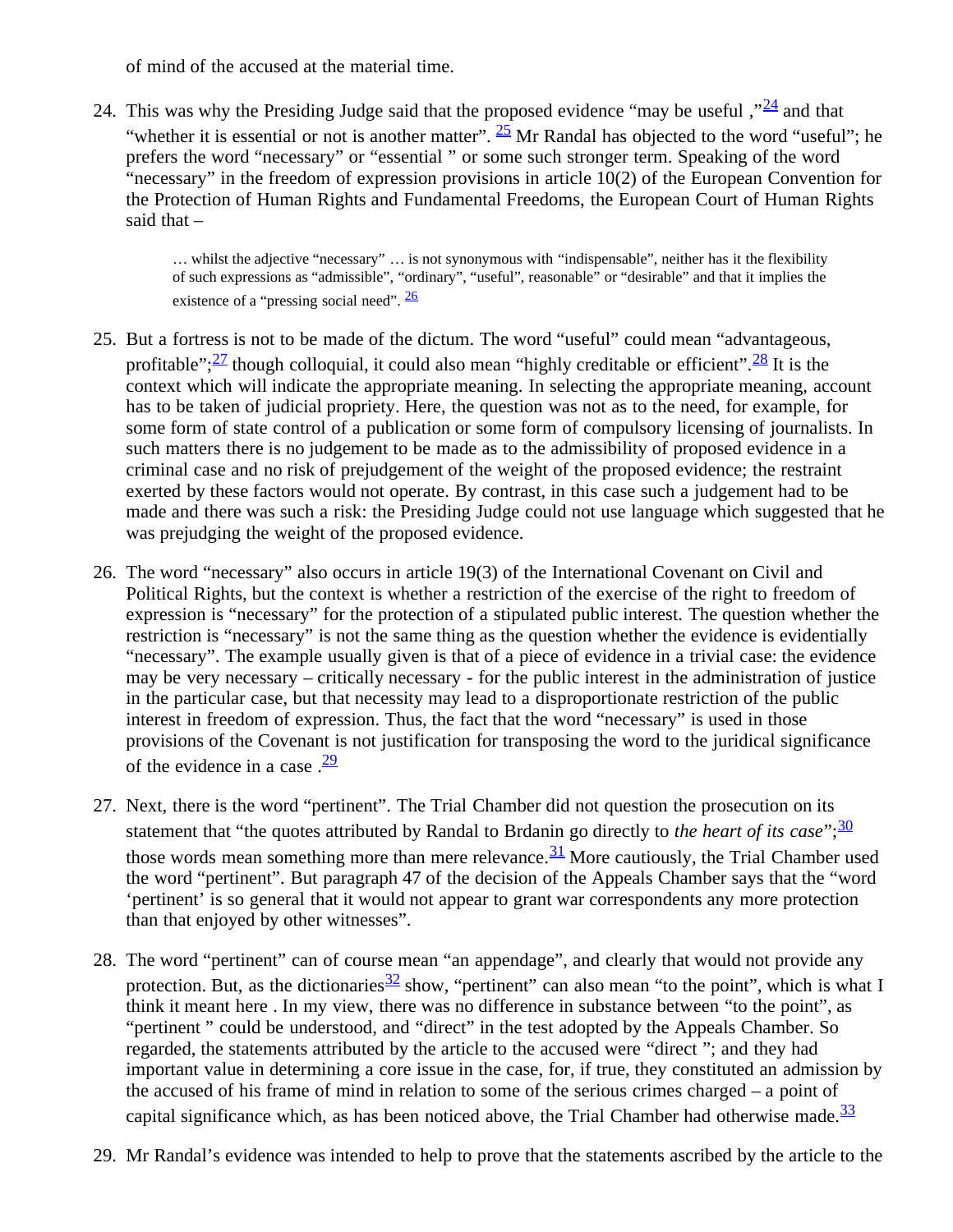of mind of the accused at the material time.

24. This was why the Presiding Judge said that the proposed evidence "may be useful ,"[24] and that "whether it is essential or not is another matter". [25] Mr Randal has objected to the word "useful"; he prefers the word "necessary" or "essential " or some such stronger term. Speaking of the word "necessary" in the freedom of expression provisions in article 10(2) of the European Convention for the Protection of Human Rights and Fundamental Freedoms, the European Court of Human Rights said that –

> … whilst the adjective "necessary" … is not synonymous with "indispensable", neither has it the flexibility of such expressions as "admissible", "ordinary", "useful", reasonable" or "desirable" and that it implies the existence of a "pressing social need". [26]

25. But a fortress is not to be made of the dictum. The word "useful" could mean "advantageous, profitable";[27] though colloquial, it could also mean "highly creditable or efficient".[28] It is the context which will indicate the appropriate meaning. In selecting the appropriate meaning, account has to be taken of judicial propriety. Here, the question was not as to the need, for example, for some form of state control of a publication or some form of compulsory licensing of journalists. In such matters there is no judgement to be made as to the admissibility of proposed evidence in a criminal case and no risk of prejudgement of the weight of the proposed evidence; the restraint exerted by these factors would not operate. By contrast, in this case such a judgement had to be made and there was such a risk: the Presiding Judge could not use language which suggested that he was prejudging the weight of the proposed evidence.

26. The word "necessary" also occurs in article 19(3) of the International Covenant on Civil and Political Rights, but the context is whether a restriction of the exercise of the right to freedom of expression is "necessary" for the protection of a stipulated public interest. The question whether the restriction is "necessary" is not the same thing as the question whether the evidence is evidentially "necessary". The example usually given is that of a piece of evidence in a trivial case: the evidence may be very necessary – critically necessary - for the public interest in the administration of justice in the particular case, but that necessity may lead to a disproportionate restriction of the public interest in freedom of expression. Thus, the fact that the word "necessary" is used in those provisions of the Covenant is not justification for transposing the word to the juridical significance of the evidence in a case .[29]

27. Next, there is the word "pertinent". The Trial Chamber did not question the prosecution on its statement that "the quotes attributed by Randal to Brdanin go directly to *the heart of its case*";[30] those words mean something more than mere relevance.[31] More cautiously, the Trial Chamber used the word "pertinent". But paragraph 47 of the decision of the Appeals Chamber says that the "word 'pertinent' is so general that it would not appear to grant war correspondents any more protection than that enjoyed by other witnesses".

28. The word "pertinent" can of course mean "an appendage", and clearly that would not provide any protection. But, as the dictionaries[32] show, "pertinent" can also mean "to the point", which is what I think it meant here . In my view, there was no difference in substance between "to the point", as "pertinent " could be understood, and "direct" in the test adopted by the Appeals Chamber. So regarded, the statements attributed by the article to the accused were "direct "; and they had important value in determining a core issue in the case, for, if true, they constituted an admission by the accused of his frame of mind in relation to some of the serious crimes charged – a point of capital significance which, as has been noticed above, the Trial Chamber had otherwise made.[33]

29. Mr Randal's evidence was intended to help to prove that the statements ascribed by the article to the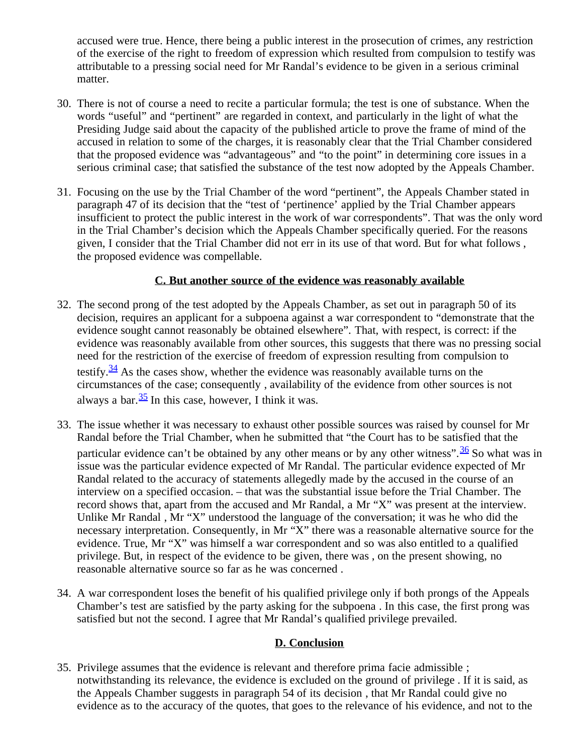accused were true. Hence, there being a public interest in the prosecution of crimes, any restriction of the exercise of the right to freedom of expression which resulted from compulsion to testify was attributable to a pressing social need for Mr Randal's evidence to be given in a serious criminal matter.

30. There is not of course a need to recite a particular formula; the test is one of substance. When the words "useful" and "pertinent" are regarded in context, and particularly in the light of what the Presiding Judge said about the capacity of the published article to prove the frame of mind of the accused in relation to some of the charges, it is reasonably clear that the Trial Chamber considered that the proposed evidence was "advantageous" and "to the point" in determining core issues in a serious criminal case; that satisfied the substance of the test now adopted by the Appeals Chamber.

31. Focusing on the use by the Trial Chamber of the word "pertinent", the Appeals Chamber stated in paragraph 47 of its decision that the "test of 'pertinence' applied by the Trial Chamber appears insufficient to protect the public interest in the work of war correspondents". That was the only word in the Trial Chamber's decision which the Appeals Chamber specifically queried. For the reasons given, I consider that the Trial Chamber did not err in its use of that word. But for what follows , the proposed evidence was compellable.

## C. But another source of the evidence was reasonably available

32. The second prong of the test adopted by the Appeals Chamber, as set out in paragraph 50 of its decision, requires an applicant for a subpoena against a war correspondent to "demonstrate that the evidence sought cannot reasonably be obtained elsewhere". That, with respect, is correct: if the evidence was reasonably available from other sources, this suggests that there was no pressing social need for the restriction of the exercise of freedom of expression resulting from compulsion to testify.[34] As the cases show, whether the evidence was reasonably available turns on the circumstances of the case; consequently , availability of the evidence from other sources is not always a bar.[35] In this case, however, I think it was.

33. The issue whether it was necessary to exhaust other possible sources was raised by counsel for Mr Randal before the Trial Chamber, when he submitted that "the Court has to be satisfied that the particular evidence can't be obtained by any other means or by any other witness".[36] So what was in issue was the particular evidence expected of Mr Randal. The particular evidence expected of Mr Randal related to the accuracy of statements allegedly made by the accused in the course of an interview on a specified occasion. – that was the substantial issue before the Trial Chamber. The record shows that, apart from the accused and Mr Randal, a Mr "X" was present at the interview. Unlike Mr Randal , Mr "X" understood the language of the conversation; it was he who did the necessary interpretation. Consequently, in Mr "X" there was a reasonable alternative source for the evidence. True, Mr "X" was himself a war correspondent and so was also entitled to a qualified privilege. But, in respect of the evidence to be given, there was , on the present showing, no reasonable alternative source so far as he was concerned .

34. A war correspondent loses the benefit of his qualified privilege only if both prongs of the Appeals Chamber's test are satisfied by the party asking for the subpoena . In this case, the first prong was satisfied but not the second. I agree that Mr Randal's qualified privilege prevailed.

## D. Conclusion

35. Privilege assumes that the evidence is relevant and therefore prima facie admissible ; notwithstanding its relevance, the evidence is excluded on the ground of privilege . If it is said, as the Appeals Chamber suggests in paragraph 54 of its decision , that Mr Randal could give no evidence as to the accuracy of the quotes, that goes to the relevance of his evidence, and not to the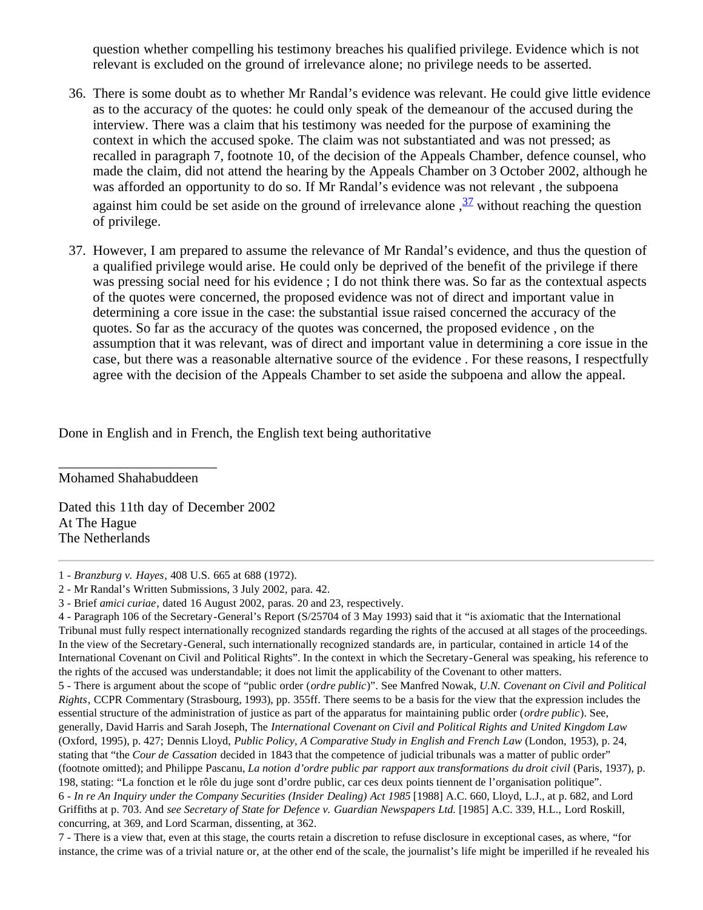question whether compelling his testimony breaches his qualified privilege. Evidence which is not relevant is excluded on the ground of irrelevance alone; no privilege needs to be asserted.

36. There is some doubt as to whether Mr Randal's evidence was relevant. He could give little evidence as to the accuracy of the quotes: he could only speak of the demeanour of the accused during the interview. There was a claim that his testimony was needed for the purpose of examining the context in which the accused spoke. The claim was not substantiated and was not pressed; as recalled in paragraph 7, footnote 10, of the decision of the Appeals Chamber, defence counsel, who made the claim, did not attend the hearing by the Appeals Chamber on 3 October 2002, although he was afforded an opportunity to do so. If Mr Randal's evidence was not relevant , the subpoena against him could be set aside on the ground of irrelevance alone ,[37] without reaching the question of privilege.

37. However, I am prepared to assume the relevance of Mr Randal's evidence, and thus the question of a qualified privilege would arise. He could only be deprived of the benefit of the privilege if there was pressing social need for his evidence ; I do not think there was. So far as the contextual aspects of the quotes were concerned, the proposed evidence was not of direct and important value in determining a core issue in the case: the substantial issue raised concerned the accuracy of the quotes. So far as the accuracy of the quotes was concerned, the proposed evidence , on the assumption that it was relevant, was of direct and important value in determining a core issue in the case, but there was a reasonable alternative source of the evidence . For these reasons, I respectfully agree with the decision of the Appeals Chamber to set aside the subpoena and allow the appeal.

Done in English and in French, the English text being authoritative

_______________________

Mohamed Shahabuddeen

Dated this 11th day of December 2002
At The Hague
The Netherlands

---

1 - *Branzburg v. Hayes*, 408 U.S. 665 at 688 (1972).

2 - Mr Randal's Written Submissions, 3 July 2002, para. 42.

3 - Brief *amici curiae*, dated 16 August 2002, paras. 20 and 23, respectively.

4 - Paragraph 106 of the Secretary-General's Report (S/25704 of 3 May 1993) said that it "is axiomatic that the International Tribunal must fully respect internationally recognized standards regarding the rights of the accused at all stages of the proceedings. In the view of the Secretary-General, such internationally recognized standards are, in particular, contained in article 14 of the International Covenant on Civil and Political Rights". In the context in which the Secretary-General was speaking, his reference to the rights of the accused was understandable; it does not limit the applicability of the Covenant to other matters.

5 - There is argument about the scope of "public order (*ordre public*)". See Manfred Nowak, *U.N. Covenant on Civil and Political Rights*, CCPR Commentary (Strasbourg, 1993), pp. 355ff. There seems to be a basis for the view that the expression includes the essential structure of the administration of justice as part of the apparatus for maintaining public order (*ordre public*). See, generally, David Harris and Sarah Joseph, The *International Covenant on Civil and Political Rights and United Kingdom Law* (Oxford, 1995), p. 427; Dennis Lloyd, *Public Policy, A Comparative Study in English and French Law* (London, 1953), p. 24, stating that "the *Cour de Cassation* decided in 1843 that the competence of judicial tribunals was a matter of public order" (footnote omitted); and Philippe Pascanu, *La notion d'ordre public par rapport aux transformations du droit civil* (Paris, 1937), p. 198, stating: "La fonction et le rôle du juge sont d'ordre public, car ces deux points tiennent de l'organisation politique".

6 - *In re An Inquiry under the Company Securities (Insider Dealing) Act 1985* [1988] A.C. 660, Lloyd, L.J., at p. 682, and Lord Griffiths at p. 703. And *see Secretary of State for Defence v. Guardian Newspapers Ltd.* [1985] A.C. 339, H.L., Lord Roskill, concurring, at 369, and Lord Scarman, dissenting, at 362.

7 - There is a view that, even at this stage, the courts retain a discretion to refuse disclosure in exceptional cases, as where, "for instance, the crime was of a trivial nature or, at the other end of the scale, the journalist's life might be imperilled if he revealed his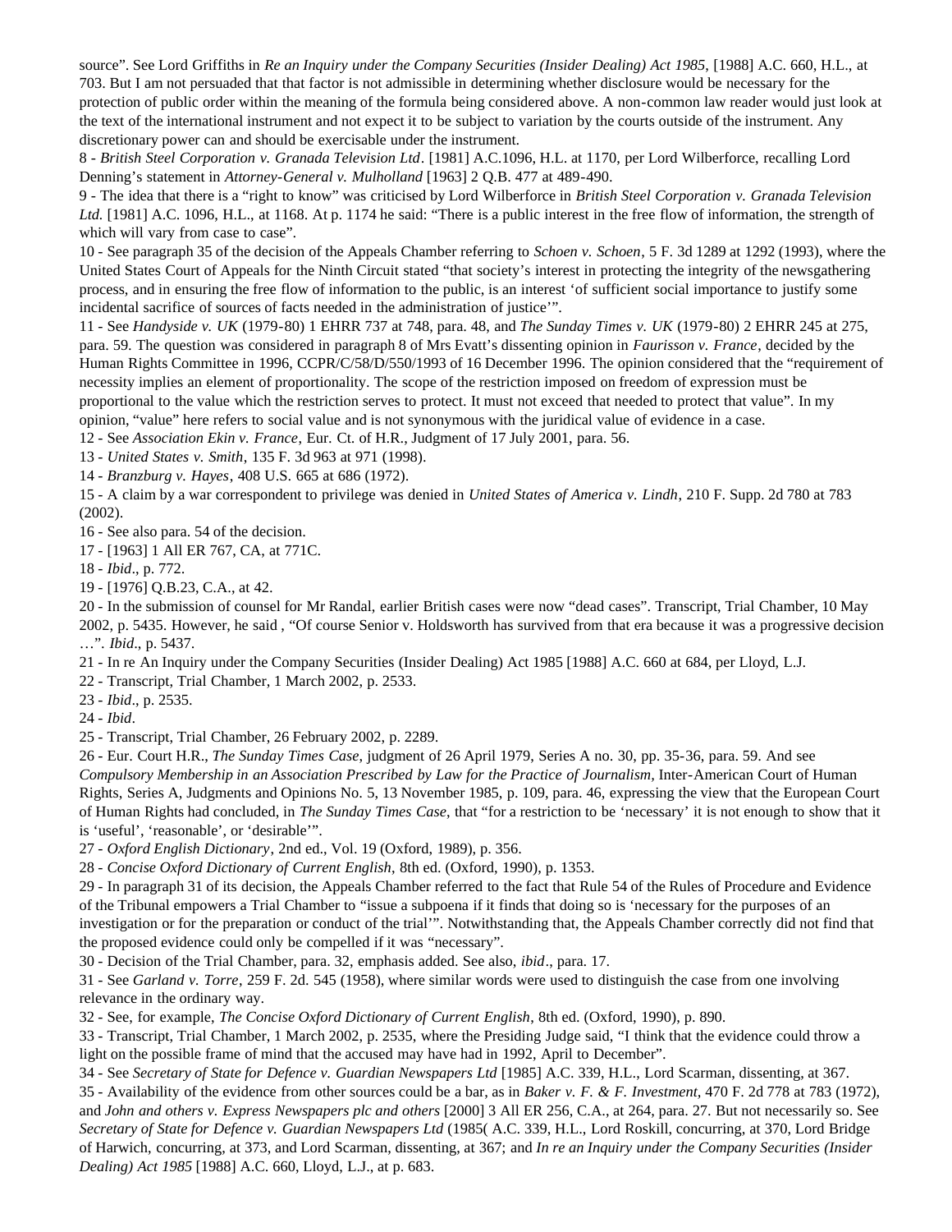source". See Lord Griffiths in *Re an Inquiry under the Company Securities (Insider Dealing) Act 1985*, [1988] A.C. 660, H.L., at 703. But I am not persuaded that that factor is not admissible in determining whether disclosure would be necessary for the protection of public order within the meaning of the formula being considered above. A non-common law reader would just look at the text of the international instrument and not expect it to be subject to variation by the courts outside of the instrument. Any discretionary power can and should be exercisable under the instrument.

8 - *British Steel Corporation v. Granada Television Ltd*. [1981] A.C.1096, H.L. at 1170, per Lord Wilberforce, recalling Lord Denning's statement in *Attorney-General v. Mulholland* [1963] 2 Q.B. 477 at 489-490.

9 - The idea that there is a "right to know" was criticised by Lord Wilberforce in *British Steel Corporation v. Granada Television Ltd.* [1981] A.C. 1096, H.L., at 1168. At p. 1174 he said: "There is a public interest in the free flow of information, the strength of which will vary from case to case".

10 - See paragraph 35 of the decision of the Appeals Chamber referring to *Schoen v. Schoen*, 5 F. 3d 1289 at 1292 (1993), where the United States Court of Appeals for the Ninth Circuit stated "that society's interest in protecting the integrity of the newsgathering process, and in ensuring the free flow of information to the public, is an interest 'of sufficient social importance to justify some incidental sacrifice of sources of facts needed in the administration of justice'".

11 - See *Handyside v. UK* (1979-80) 1 EHRR 737 at 748, para. 48, and *The Sunday Times v. UK* (1979-80) 2 EHRR 245 at 275, para. 59. The question was considered in paragraph 8 of Mrs Evatt's dissenting opinion in *Faurisson v. France*, decided by the Human Rights Committee in 1996, CCPR/C/58/D/550/1993 of 16 December 1996. The opinion considered that the "requirement of necessity implies an element of proportionality. The scope of the restriction imposed on freedom of expression must be proportional to the value which the restriction serves to protect. It must not exceed that needed to protect that value". In my opinion, "value" here refers to social value and is not synonymous with the juridical value of evidence in a case.

12 - See *Association Ekin v. France*, Eur. Ct. of H.R., Judgment of 17 July 2001, para. 56.

13 - *United States v. Smith*, 135 F. 3d 963 at 971 (1998).

14 - *Branzburg v. Hayes*, 408 U.S. 665 at 686 (1972).

15 - A claim by a war correspondent to privilege was denied in *United States of America v. Lindh*, 210 F. Supp. 2d 780 at 783 (2002).

16 - See also para. 54 of the decision.

17 - [1963] 1 All ER 767, CA, at 771C.

18 - *Ibid*., p. 772.

19 - [1976] Q.B.23, C.A., at 42.

20 - In the submission of counsel for Mr Randal, earlier British cases were now "dead cases". Transcript, Trial Chamber, 10 May 2002, p. 5435. However, he said , "Of course Senior v. Holdsworth has survived from that era because it was a progressive decision …". *Ibid*., p. 5437.

21 - In re An Inquiry under the Company Securities (Insider Dealing) Act 1985 [1988] A.C. 660 at 684, per Lloyd, L.J.

22 - Transcript, Trial Chamber, 1 March 2002, p. 2533.

23 - *Ibid*., p. 2535.

24 - *Ibid*.

25 - Transcript, Trial Chamber, 26 February 2002, p. 2289.

26 - Eur. Court H.R., *The Sunday Times Case*, judgment of 26 April 1979, Series A no. 30, pp. 35-36, para. 59. And see *Compulsory Membership in an Association Prescribed by Law for the Practice of Journalism*, Inter-American Court of Human Rights, Series A, Judgments and Opinions No. 5, 13 November 1985, p. 109, para. 46, expressing the view that the European Court of Human Rights had concluded, in *The Sunday Times Case*, that "for a restriction to be 'necessary' it is not enough to show that it is 'useful', 'reasonable', or 'desirable'".

27 - *Oxford English Dictionary*, 2nd ed., Vol. 19 (Oxford, 1989), p. 356.

28 - *Concise Oxford Dictionary of Current English*, 8th ed. (Oxford, 1990), p. 1353.

29 - In paragraph 31 of its decision, the Appeals Chamber referred to the fact that Rule 54 of the Rules of Procedure and Evidence of the Tribunal empowers a Trial Chamber to "issue a subpoena if it finds that doing so is 'necessary for the purposes of an investigation or for the preparation or conduct of the trial'". Notwithstanding that, the Appeals Chamber correctly did not find that the proposed evidence could only be compelled if it was "necessary".

30 - Decision of the Trial Chamber, para. 32, emphasis added. See also, *ibid*., para. 17.

31 - See *Garland v. Torre*, 259 F. 2d. 545 (1958), where similar words were used to distinguish the case from one involving relevance in the ordinary way.

32 - See, for example, *The Concise Oxford Dictionary of Current English*, 8th ed. (Oxford, 1990), p. 890.

33 - Transcript, Trial Chamber, 1 March 2002, p. 2535, where the Presiding Judge said, "I think that the evidence could throw a light on the possible frame of mind that the accused may have had in 1992, April to December".

34 - See *Secretary of State for Defence v. Guardian Newspapers Ltd* [1985] A.C. 339, H.L., Lord Scarman, dissenting, at 367.

35 - Availability of the evidence from other sources could be a bar, as in *Baker v. F. & F. Investment*, 470 F. 2d 778 at 783 (1972), and *John and others v. Express Newspapers plc and others* [2000] 3 All ER 256, C.A., at 264, para. 27. But not necessarily so. See *Secretary of State for Defence v. Guardian Newspapers Ltd* (1985( A.C. 339, H.L., Lord Roskill, concurring, at 370, Lord Bridge of Harwich, concurring, at 373, and Lord Scarman, dissenting, at 367; and *In re an Inquiry under the Company Securities (Insider Dealing) Act 1985* [1988] A.C. 660, Lloyd, L.J., at p. 683.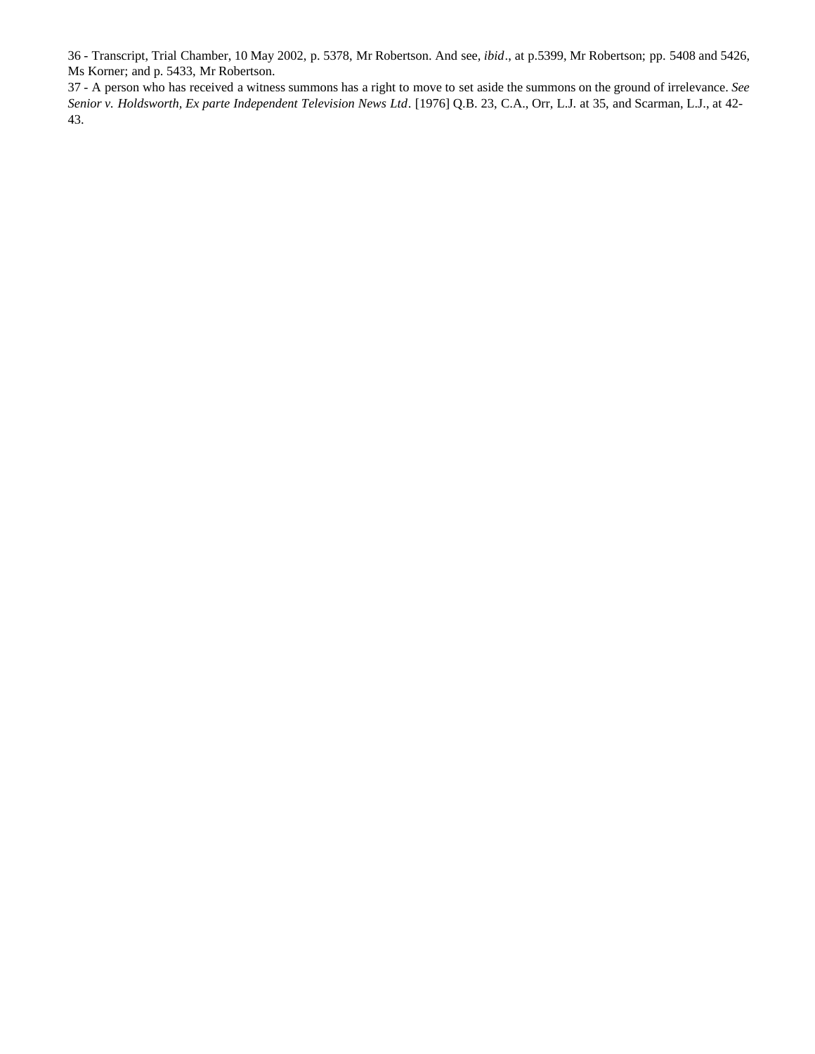36 - Transcript, Trial Chamber, 10 May 2002, p. 5378, Mr Robertson. And see, *ibid*., at p.5399, Mr Robertson; pp. 5408 and 5426, Ms Korner; and p. 5433, Mr Robertson.

37 - A person who has received a witness summons has a right to move to set aside the summons on the ground of irrelevance. *See Senior v. Holdsworth, Ex parte Independent Television News Ltd*. [1976] Q.B. 23, C.A., Orr, L.J. at 35, and Scarman, L.J., at 42-43.